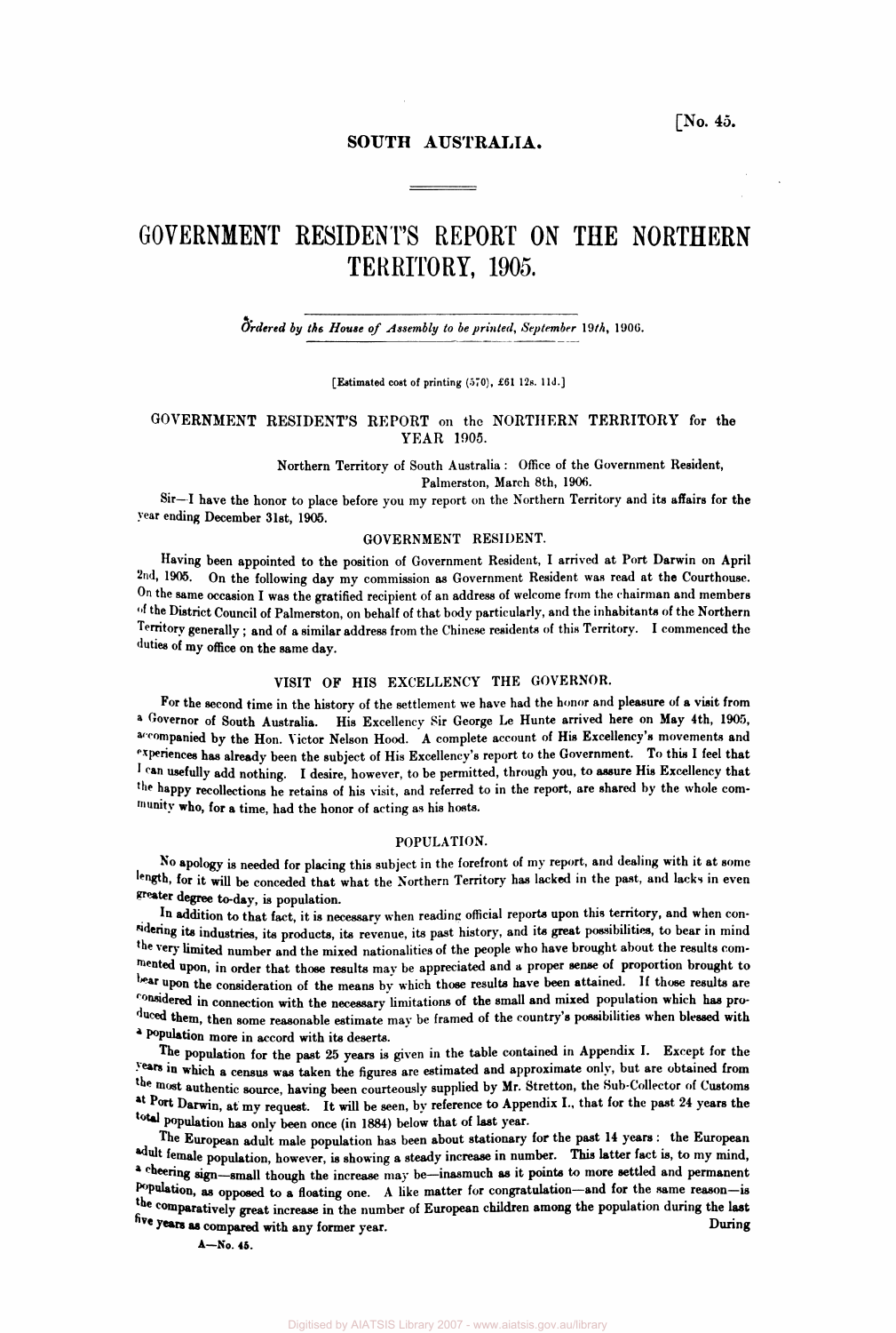[No. 45.

SOUTH AUSTRALIA.

# GOVERNMENT RESIDENT'S REPORT ON THE NORTHERN TERRITORY, 1905.

*Ordered by the House of Assembly to be printed, September 19th, 1906.*

[Estimated cost of printing (570), £61 12s. 11d.]

GOVERNMENT RESIDENT'S REPORT on the NORTHERN TERRITORY for the YEAR 1905.

Northern Territory of South Australia: Office of the Government Resident, Palmerston, March 8th, 1906.

Sir—I have the honor to place before you my report on the Northern Territory and its affairs for the year ending December 31st, 1905.

## GOVERNMENT RESIDENT.

Having been appointed to the position of Government Resident, I arrived at Port Darwin on April 2nd, 1905. On the following day my commission as Government Resident was read at the Courthouse. On the same occasion I was the gratified recipient of an address of welcome from the chairman and members of the District Council of Palmerston, on behalf of that body particularly, and the inhabitants of the Northern Territory generally; and of a similar address from the Chinese residents of this Territory. I commenced the duties of my office on the same day.

## VISIT OF HIS EXCELLENCY THE GOVERNOR.

For the second time in the history of the settlement we have had the honor and pleasure of a visit from a Governor of South Australia. His Excellency Sir George Le Hunte arrived here on May 4th, 1905, accompanied by the Hon. Victor Nelson Hood. A complete account of His Excellency's movements and experiences has already been the subject of His Excellency's report to the Government. To this I feel that I can usefully add nothing. I desire, however, to be permitted, through you, to assure His Excellency that the happy recollections he retains of his visit, and referred to in the report, are shared by the whole community who, for a time, had the honor of acting as his hosts.

## POPULATION.

No apology is needed for placing this subject in the forefront of my report, and dealing with it at some length, for it will be conceded that what the Northern Territory has lacked in the past, and lacks in even greater degree to-day, is population.

In addition to that fact, it is necessary when reading official reports upon this territory, and when considering its industries, its products, its revenue, its past history, and its great possibilities, to bear in mind the very limited number and the mixed nationalities of the people who have brought about the results commented upon, in order that those results may be appreciated and a proper sense of proportion brought to bear upon the consideration of the means by which those results have been attained. If those results are considered in connection with the necessary limitations of the small and mixed population which has produced them, then some reasonable estimate may be framed of the country's possibilities when blessed with a population more in accord with its deserts.

The population for the past 25 years is given in the table contained in Appendix I. Except for the years in which a census was taken the figures are estimated and approximate only, but are obtained from the most authentic source, having been courteously supplied by Mr. Stretton, the Sub-Collector of Customs at Port Darwin, at my request. It will be seen, by reference to Appendix I., that for the past 24 years the total population has only been once (in 1884) below that of last year.

The European adult male population has been about stationary for the past 14 years: the European adult female population, however, is showing a steady increase in number. This latter fact is, to my mind, a cheering sign—small though the increase may be—inasmuch as it points to more settled and permanent population, as opposed to a floating one. A like matter for congratulation—and for the same reason—is the comparatively great increase in the number of European children among the population during the last five years as compared with any former year. During

A—No. 45.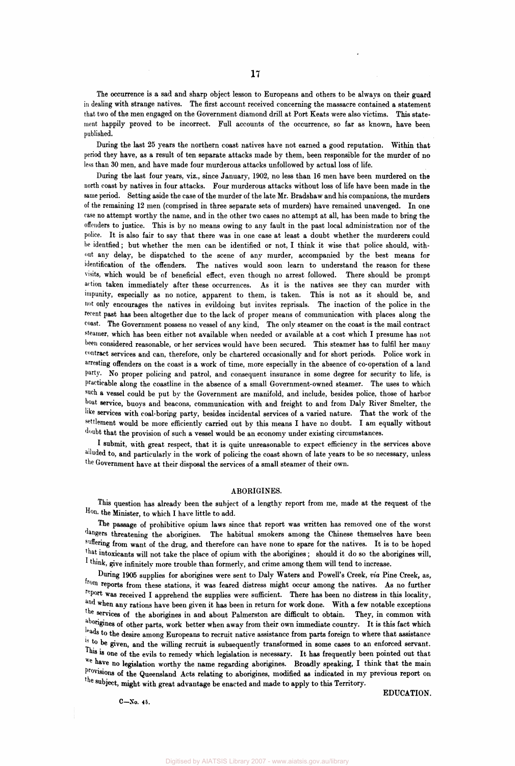The occurrence is a sad and sharp object lesson to Europeans and others to be always on their guard in dealing with strange natives. The first account received concerning the massacre contained a statement that two of the men engaged on the Government diamond drill at Port Keats were also victims. This statement happily proved to be incorrect. Full accounts of the occurrence, so far as known, have been published.

During the last 25 years the northern coast natives have not earned a good reputation. Within that period they have, as a result of ten separate attacks made by them, been responsible for the murder of no less than 30 men, and have made four murderous attacks unfollowed by actual loss of life.

During the last four years, viz., since January, 1902, no less than 16 men have been murdered on the north coast by natives in four attacks. Four murderous attacks without loss of life have been made in the same period. Setting aside the case of the murder of the late Mr. Bradshaw and his companions, the murders of the remaining 12 men (comprised in three separate sets of murders) have remained unavenged. In one case no attempt worthy the name, and in the other two cases no attempt at all, has been made to bring the offenders to justice. This is by no means owing to any fault in the past local administration nor of the police. It is also fair to say that there was in one case at least a doubt whether the murderers could be identfied; but whether the men can be identified or not, I think it wise that police should, without any delay, be dispatched to the scene of any murder, accompanied by the best means for identification of the offenders. The natives would soon learn to understand the reason for these visits, which would be of beneficial effect, even though no arrest followed. There should be prompt action taken immediately after these occurrences. As it is the natives see they can murder with impunity, especially as no notice, apparent to them, is taken. This is not as it should be, and not only encourages the natives in evildoing but invites reprisals. The inaction of the police in the recent past has been altogether due to the lack of proper means of communication with places along the coast. The Government possess no vessel of any kind, The only steamer on the coast is the mail contract steamer, which has been either not available when needed or available at a cost which I presume has not been considered reasonable, or her services would have been secured. This steamer has to fulfil her many contract services and can, therefore, only be chartered occasionally and for short periods. Police work in arresting offenders on the coast is a work of time, more especially in the absence of co-operation of a land party. No proper policing and patrol, and consequent insurance in some degree for security to life, is practicable along the coastline in the absence of a small Government-owned steamer. The uses to which such a vessel could be put by the Government are manifold, and include, besides police, those of harbor boat service, buoys and beacons, communication with and freight to and from Daly River Smelter, the like services with coal-boring party, besides incidental services of a varied nature. That the work of the settlement would be more efficiently carried out by this means I have no doubt. I am equally without doubt that the provision of such a vessel would be an economy under existing circumstances.

I submit, with great respect, that it is quite unreasonable to expect efficiency in the services above alluded to, and particularly in the work of policing the coast shown of late years to be so necessary, unless the Government have at their disposal the services of a small steamer of their own.

## ABORIGINES.

This question has already been the subject of a lengthy report from me, made at the request of the Hon. the Minister, to which I have little to add.

The passage of prohibitive opium laws since that report was written has removed one of the worst dangers threatening the aborigines. The habitual smokers among the Chinese themselves have been suffering from want of the drug, and therefore can have none to spare for the natives. It is to be hoped that intoxicants will not take the place of opium with the aborigines; should it do so the aborigines will, I think, give infinitely more trouble than formerly, and crime among them will tend to increase.

During 1905 supplies for aborigines were sent to Daly Waters and Powell's Creek, *via* Pine Creek, as, from reports from these stations, it was feared distress might occur among the natives. As no further report was received I apprehend the supplies were sufficient. There has been no distress in this locality, and when any rations have been given it has been in return for work done. With a few notable exceptions the services of the aborigines in and about Palmerston are difficult to obtain. They, in common with aborigines of other parts, work better when away from their own immediate country. It is this fact which leads to the desire among Europeans to recruit native assistance from parts foreign to where that assistance is to be given, and the willing recruit is subsequently transformed in some cases to an enforced servant. This is one of the evils to remedy which legislation is necessary. It has frequently been pointed out that we have no legislation worthy the name regarding aborigines. Broadly speaking, I think that the main provisions of the Queensland Acts relating to aborigines, modified as indicated in my previous report on the subject, might with great advantage be enacted and made to apply to this Territory.

EDUCATION.

C—No. 45.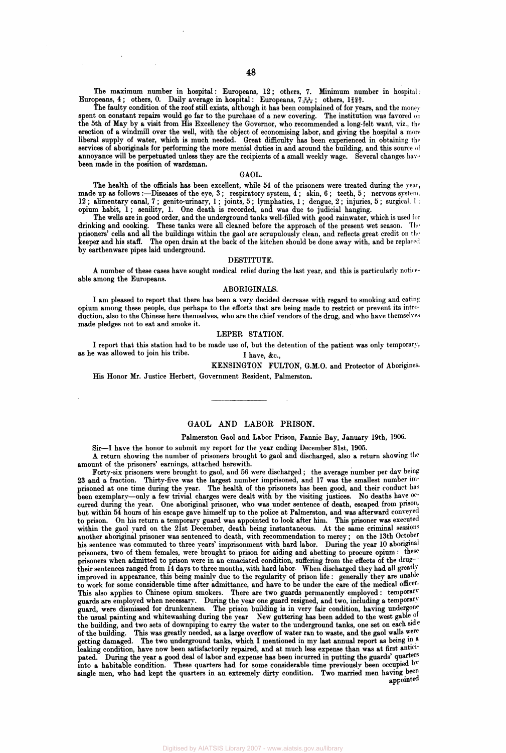The maximum number in hospital: Europeans, 12; others, 7. Minimum number in hospital: Europeans, 4; others, 0. Daily average in hospital: Europeans, $7\frac{24}{365}$; others, $1\frac{282}{365}$.

The faulty condition of the roof still exists, although it has been complained of for years, and the money spent on constant repairs would go far to the purchase of a new covering. The institution was favored on the 5th of May by a visit from His Excellency the Governor, who recommended a long-felt want, viz., the erection of a windmill over the well, with the object of economising labor, and giving the hospital a more liberal supply of water, which is much needed. Great difficulty has been experienced in obtaining the services of aboriginals for performing the more menial duties in and around the building, and this source of annoyance will be perpetuated unless they are the recipients of a small weekly wage. Several changes have been made in the position of wardsman.

### GAOL.

The health of the officials has been excellent, while 54 of the prisoners were treated during the year, made up as follows:—Diseases of the eye, 3; respiratory system, 4; skin, 6; teeth, 5; nervous system, 12; alimentary canal, 7; genito-urinary, 1; joints, 5; lymphaties, 1; dengue, 2; injuries, 5; surgical, 1; opium habit, 1; senility, 1. One death is recorded, and was due to judicial hanging.

The wells are in good order, and the underground tanks well-filled with good rainwater, which is used for drinking and cooking. These tanks were all cleaned before the approach of the present wet season. The prisoners' cells and all the buildings within the gaol are scrupulously clean, and reflects great credit on the keeper and his staff. The open drain at the back of the kitchen should be done away with, and be replaced by earthenware pipes laid underground.

### DESTITUTE.

A number of these cases have sought medical relief during the last year, and this is particularly noticeable among the Europeans.

### ABORIGINALS.

I am pleased to report that there has been a very decided decrease with regard to smoking and eating opium among these people, due perhaps to the efforts that are being made to restrict or prevent its introduction, also to the Chinese here themselves, who are the chief vendors of the drug, and who have themselves made pledges not to eat and smoke it.

### LEPER STATION.

I report that this station had to be made use of, but the detention of the patient was only temporary, as he was allowed to join his tribe.

I have, &c.,

KENSINGTON FULTON, G.M.O. and Protector of Aborigines.

His Honor Mr. Justice Herbert, Government Resident, Palmerston.

---

## GAOL AND LABOR PRISON.

Palmerston Gaol and Labor Prison, Fannie Bay, January 19th, 1906.

Sir—I have the honor to submit my report for the year ending December 31st, 1905.

A return showing the number of prisoners brought to gaol and discharged, also a return showing the amount of the prisoners' earnings, attached herewith.

Forty-six prisoners were brought to gaol, and 56 were discharged; the average number per day being 23 and a fraction. Thirty-five was the largest number imprisoned, and 17 was the smallest number imprisoned at one time during the year. The health of the prisoners has been good, and their conduct has been exemplary—only a few trivial charges were dealt with by the visiting justices. No deaths have occurred during the year. One aboriginal prisoner, who was under sentence of death, escaped from prison, but within 54 hours of his escape gave himself up to the police at Palmerston, and was afterward conveyed to prison. On his return a temporary guard was appointed to look after him. This prisoner was executed within the gaol yard on the 21st December, death being instantaneous. At the same criminal sessions another aboriginal prisoner was sentenced to death, with recommendation to mercy; on the 13th October his sentence was commuted to three years' imprisonment with hard labor. During the year 10 aboriginal prisoners, two of them females, were brought to prison for aiding and abetting to procure opium: these prisoners when admitted to prison were in an emaciated condition, suffering from the effects of the drug—their sentences ranged from 14 days to three months, with hard labor. When discharged they had all greatly improved in appearance, this being mainly due to the regularity of prison life: generally they are unable to work for some considerable time after admittance, and have to be under the care of the medical officer. This also applies to Chinese opium smokers. There are two guards permanently employed: temporary guards are employed when necessary. During the year one guard resigned, and two, including a temporary guard, were dismissed for drunkenness. The prison building is in very fair condition, having undergone the usual painting and whitewashing during the year New guttering has been added to the west gable of the building, and two sets of downpiping to carry the water to the underground tanks, one set on each side of the building. This was greatly needed, as a large overflow of water ran to waste, and the gaol walls were getting damaged. The two underground tanks, which I mentioned in my last annual report as being in a leaking condition, have now been satisfactorily repaired, and at much less expense than was at first anticipated. During the year a good deal of labor and expense has been incurred in putting the guards' quarters into a habitable condition. These quarters had for some considerable time previously been occupied by single men, who had kept the quarters in an extremely dirty condition. Two married men having been appointed